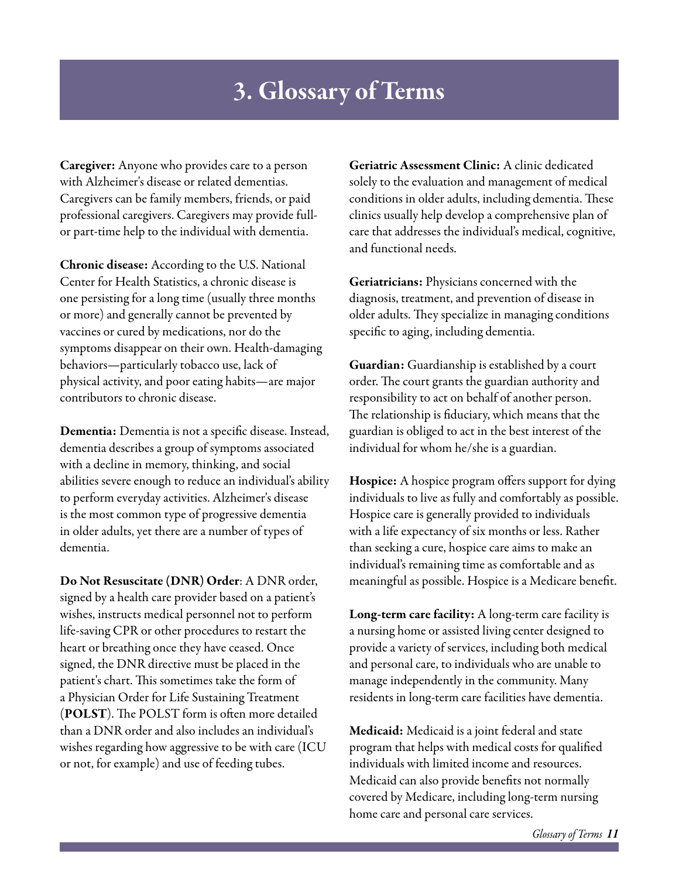# 3. Glossary of Terms

**Caregiver:** Anyone who provides care to a person with Alzheimer's disease or related dementias. Caregivers can be family members, friends, or paid professional caregivers. Caregivers may provide full- or part-time help to the individual with dementia.

**Chronic disease:** According to the U.S. National Center for Health Statistics, a chronic disease is one persisting for a long time (usually three months or more) and generally cannot be prevented by vaccines or cured by medications, nor do the symptoms disappear on their own. Health-damaging behaviors—particularly tobacco use, lack of physical activity, and poor eating habits—are major contributors to chronic disease.

**Dementia:** Dementia is not a specific disease. Instead, dementia describes a group of symptoms associated with a decline in memory, thinking, and social abilities severe enough to reduce an individual's ability to perform everyday activities. Alzheimer's disease is the most common type of progressive dementia in older adults, yet there are a number of types of dementia.

**Do Not Resuscitate (DNR) Order**: A DNR order, signed by a health care provider based on a patient's wishes, instructs medical personnel not to perform life-saving CPR or other procedures to restart the heart or breathing once they have ceased. Once signed, the DNR directive must be placed in the patient's chart. This sometimes take the form of a Physician Order for Life Sustaining Treatment (**POLST**). The POLST form is often more detailed than a DNR order and also includes an individual's wishes regarding how aggressive to be with care (ICU or not, for example) and use of feeding tubes.

**Geriatric Assessment Clinic:** A clinic dedicated solely to the evaluation and management of medical conditions in older adults, including dementia. These clinics usually help develop a comprehensive plan of care that addresses the individual's medical, cognitive, and functional needs.

**Geriatricians:** Physicians concerned with the diagnosis, treatment, and prevention of disease in older adults. They specialize in managing conditions specific to aging, including dementia.

**Guardian:** Guardianship is established by a court order. The court grants the guardian authority and responsibility to act on behalf of another person. The relationship is fiduciary, which means that the guardian is obliged to act in the best interest of the individual for whom he/she is a guardian.

**Hospice:** A hospice program offers support for dying individuals to live as fully and comfortably as possible. Hospice care is generally provided to individuals with a life expectancy of six months or less. Rather than seeking a cure, hospice care aims to make an individual's remaining time as comfortable and as meaningful as possible. Hospice is a Medicare benefit.

**Long-term care facility:** A long-term care facility is a nursing home or assisted living center designed to provide a variety of services, including both medical and personal care, to individuals who are unable to manage independently in the community. Many residents in long-term care facilities have dementia.

**Medicaid:** Medicaid is a joint federal and state program that helps with medical costs for qualified individuals with limited income and resources. Medicaid can also provide benefits not normally covered by Medicare, including long-term nursing home care and personal care services.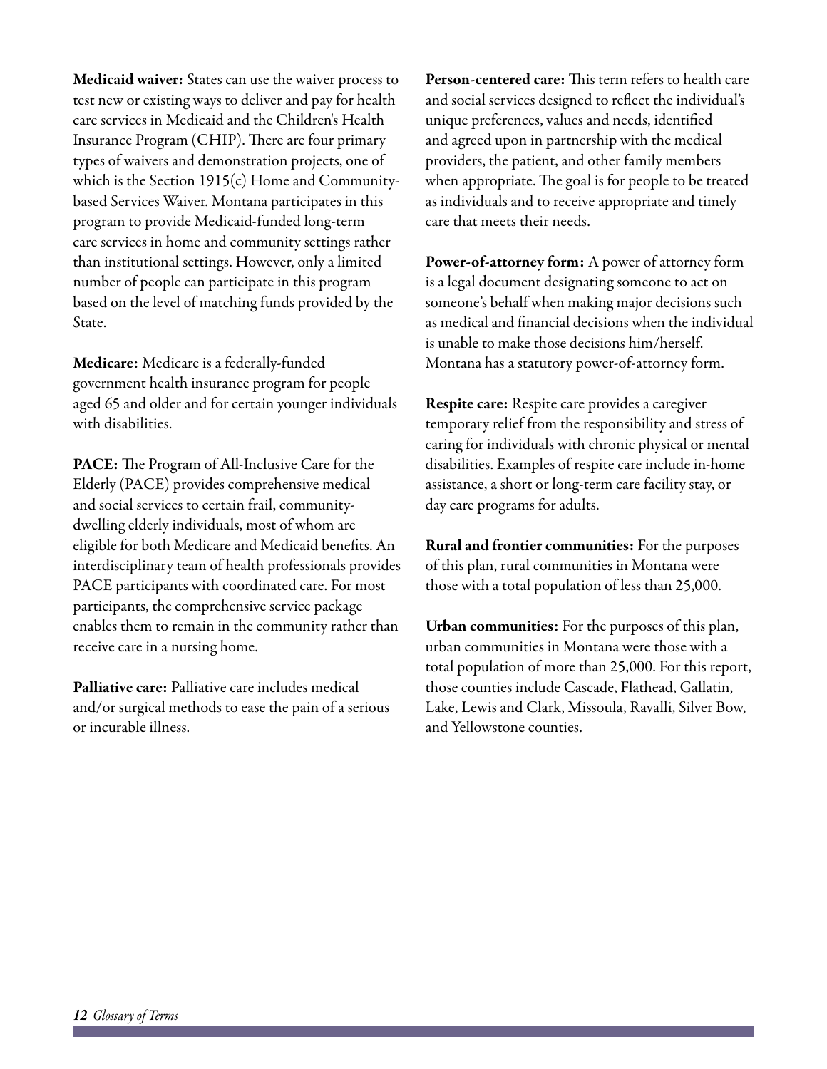**Medicaid waiver:** States can use the waiver process to test new or existing ways to deliver and pay for health care services in Medicaid and the Children's Health Insurance Program (CHIP). There are four primary types of waivers and demonstration projects, one of which is the Section 1915(c) Home and Community-based Services Waiver. Montana participates in this program to provide Medicaid-funded long-term care services in home and community settings rather than institutional settings. However, only a limited number of people can participate in this program based on the level of matching funds provided by the State.

**Medicare:** Medicare is a federally-funded government health insurance program for people aged 65 and older and for certain younger individuals with disabilities.

**PACE:** The Program of All-Inclusive Care for the Elderly (PACE) provides comprehensive medical and social services to certain frail, community-dwelling elderly individuals, most of whom are eligible for both Medicare and Medicaid benefits. An interdisciplinary team of health professionals provides PACE participants with coordinated care. For most participants, the comprehensive service package enables them to remain in the community rather than receive care in a nursing home.

**Palliative care:** Palliative care includes medical and/or surgical methods to ease the pain of a serious or incurable illness.

**Person-centered care:** This term refers to health care and social services designed to reflect the individual's unique preferences, values and needs, identified and agreed upon in partnership with the medical providers, the patient, and other family members when appropriate. The goal is for people to be treated as individuals and to receive appropriate and timely care that meets their needs.

**Power-of-attorney form:** A power of attorney form is a legal document designating someone to act on someone's behalf when making major decisions such as medical and financial decisions when the individual is unable to make those decisions him/herself. Montana has a statutory power-of-attorney form.

**Respite care:** Respite care provides a caregiver temporary relief from the responsibility and stress of caring for individuals with chronic physical or mental disabilities. Examples of respite care include in-home assistance, a short or long-term care facility stay, or day care programs for adults.

**Rural and frontier communities:** For the purposes of this plan, rural communities in Montana were those with a total population of less than 25,000.

**Urban communities:** For the purposes of this plan, urban communities in Montana were those with a total population of more than 25,000. For this report, those counties include Cascade, Flathead, Gallatin, Lake, Lewis and Clark, Missoula, Ravalli, Silver Bow, and Yellowstone counties.